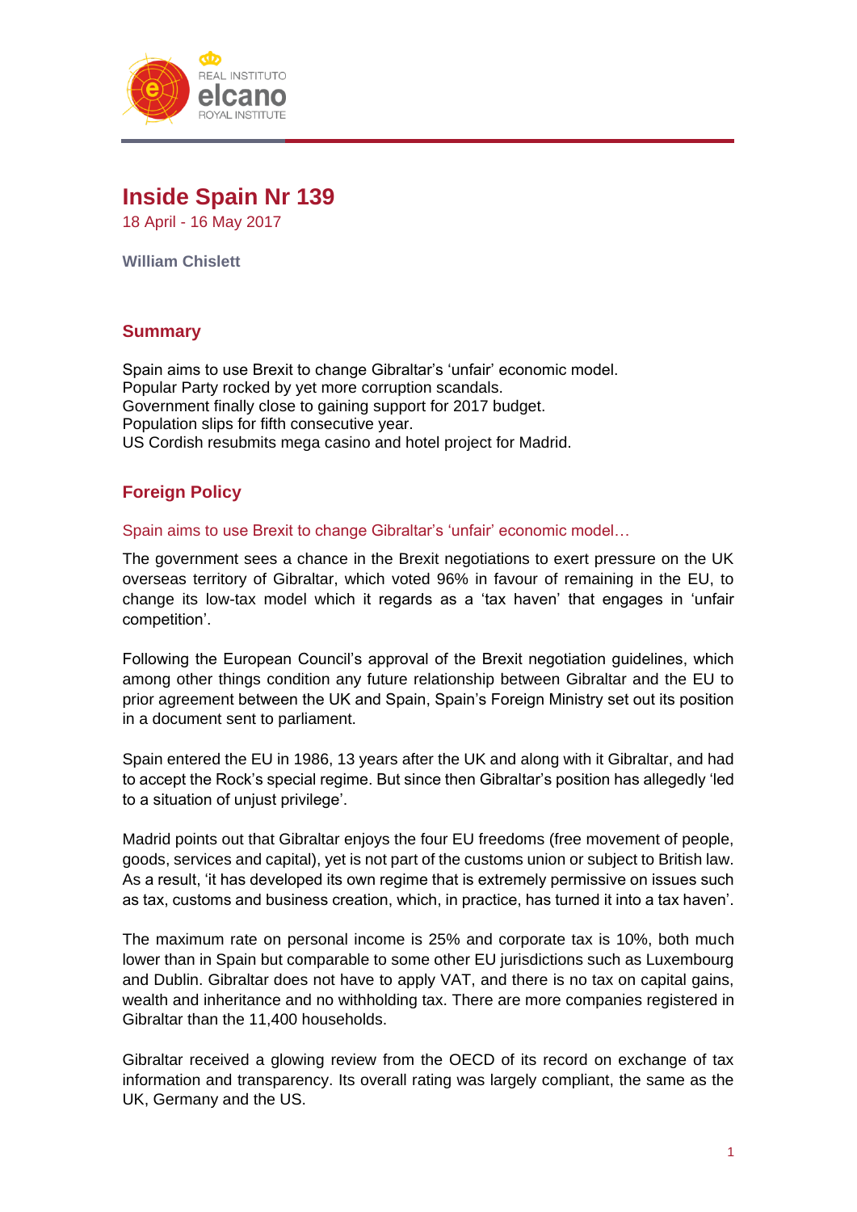# Inside Spain Nr 139

18 April - 16 May 2017

**William Chislett**

## Summary

Spain aims to use Brexit to change Gibraltar's 'unfair' economic model.
Popular Party rocked by yet more corruption scandals.
Government finally close to gaining support for 2017 budget.
Population slips for fifth consecutive year.
US Cordish resubmits mega casino and hotel project for Madrid.

## Foreign Policy

### Spain aims to use Brexit to change Gibraltar's 'unfair' economic model…

The government sees a chance in the Brexit negotiations to exert pressure on the UK overseas territory of Gibraltar, which voted 96% in favour of remaining in the EU, to change its low-tax model which it regards as a 'tax haven' that engages in 'unfair competition'.

Following the European Council's approval of the Brexit negotiation guidelines, which among other things condition any future relationship between Gibraltar and the EU to prior agreement between the UK and Spain, Spain's Foreign Ministry set out its position in a document sent to parliament.

Spain entered the EU in 1986, 13 years after the UK and along with it Gibraltar, and had to accept the Rock's special regime. But since then Gibraltar's position has allegedly 'led to a situation of unjust privilege'.

Madrid points out that Gibraltar enjoys the four EU freedoms (free movement of people, goods, services and capital), yet is not part of the customs union or subject to British law. As a result, 'it has developed its own regime that is extremely permissive on issues such as tax, customs and business creation, which, in practice, has turned it into a tax haven'.

The maximum rate on personal income is 25% and corporate tax is 10%, both much lower than in Spain but comparable to some other EU jurisdictions such as Luxembourg and Dublin. Gibraltar does not have to apply VAT, and there is no tax on capital gains, wealth and inheritance and no withholding tax. There are more companies registered in Gibraltar than the 11,400 households.

Gibraltar received a glowing review from the OECD of its record on exchange of tax information and transparency. Its overall rating was largely compliant, the same as the UK, Germany and the US.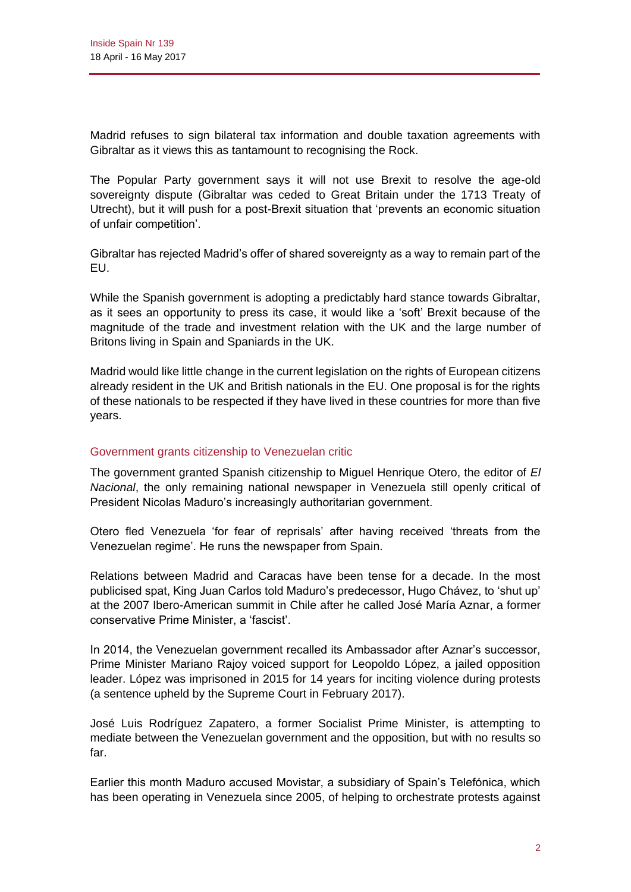Madrid refuses to sign bilateral tax information and double taxation agreements with Gibraltar as it views this as tantamount to recognising the Rock.

The Popular Party government says it will not use Brexit to resolve the age-old sovereignty dispute (Gibraltar was ceded to Great Britain under the 1713 Treaty of Utrecht), but it will push for a post-Brexit situation that 'prevents an economic situation of unfair competition'.

Gibraltar has rejected Madrid's offer of shared sovereignty as a way to remain part of the EU.

While the Spanish government is adopting a predictably hard stance towards Gibraltar, as it sees an opportunity to press its case, it would like a 'soft' Brexit because of the magnitude of the trade and investment relation with the UK and the large number of Britons living in Spain and Spaniards in the UK.

Madrid would like little change in the current legislation on the rights of European citizens already resident in the UK and British nationals in the EU. One proposal is for the rights of these nationals to be respected if they have lived in these countries for more than five years.

## Government grants citizenship to Venezuelan critic

The government granted Spanish citizenship to Miguel Henrique Otero, the editor of *El Nacional*, the only remaining national newspaper in Venezuela still openly critical of President Nicolas Maduro's increasingly authoritarian government.

Otero fled Venezuela 'for fear of reprisals' after having received 'threats from the Venezuelan regime'. He runs the newspaper from Spain.

Relations between Madrid and Caracas have been tense for a decade. In the most publicised spat, King Juan Carlos told Maduro's predecessor, Hugo Chávez, to 'shut up' at the 2007 Ibero-American summit in Chile after he called José María Aznar, a former conservative Prime Minister, a 'fascist'.

In 2014, the Venezuelan government recalled its Ambassador after Aznar's successor, Prime Minister Mariano Rajoy voiced support for Leopoldo López, a jailed opposition leader. López was imprisoned in 2015 for 14 years for inciting violence during protests (a sentence upheld by the Supreme Court in February 2017).

José Luis Rodríguez Zapatero, a former Socialist Prime Minister, is attempting to mediate between the Venezuelan government and the opposition, but with no results so far.

Earlier this month Maduro accused Movistar, a subsidiary of Spain's Telefónica, which has been operating in Venezuela since 2005, of helping to orchestrate protests against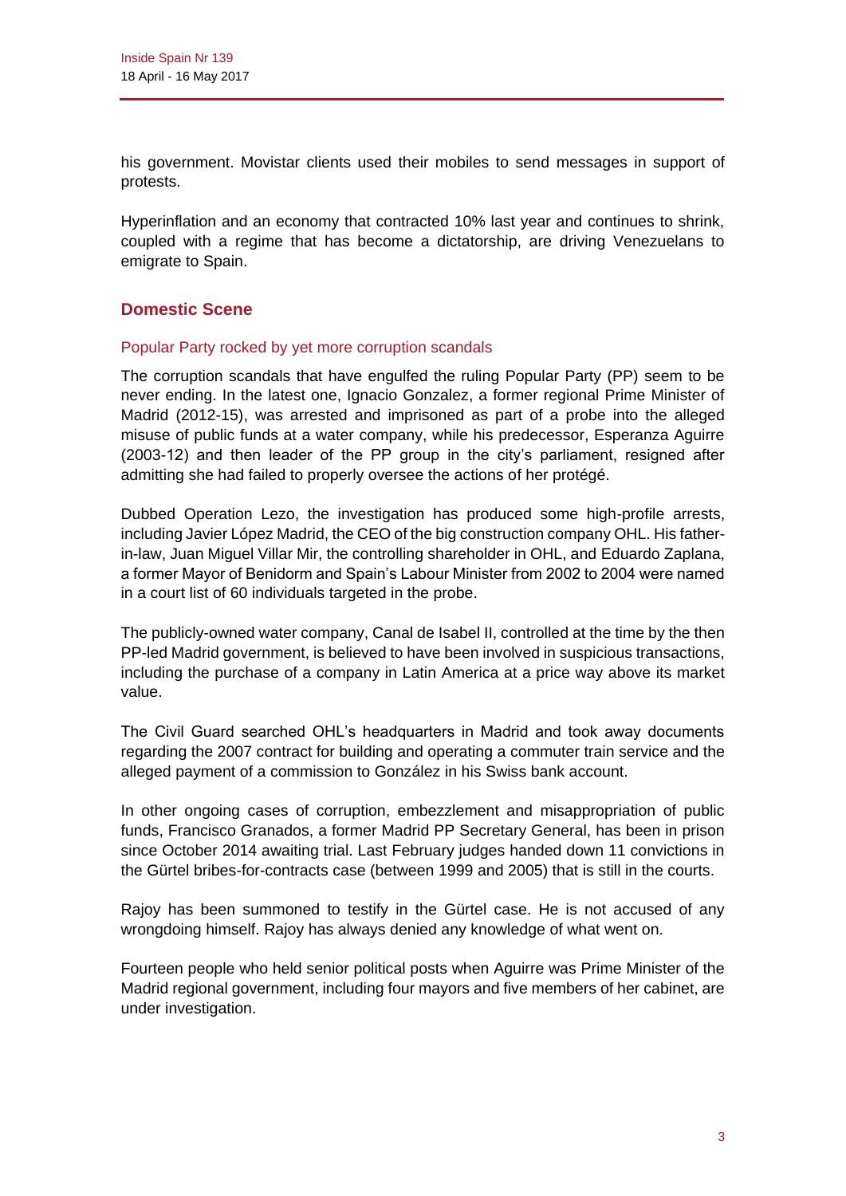his government. Movistar clients used their mobiles to send messages in support of protests.

Hyperinflation and an economy that contracted 10% last year and continues to shrink, coupled with a regime that has become a dictatorship, are driving Venezuelans to emigrate to Spain.

## Domestic Scene

### Popular Party rocked by yet more corruption scandals

The corruption scandals that have engulfed the ruling Popular Party (PP) seem to be never ending. In the latest one, Ignacio Gonzalez, a former regional Prime Minister of Madrid (2012-15), was arrested and imprisoned as part of a probe into the alleged misuse of public funds at a water company, while his predecessor, Esperanza Aguirre (2003-12) and then leader of the PP group in the city's parliament, resigned after admitting she had failed to properly oversee the actions of her protégé.

Dubbed Operation Lezo, the investigation has produced some high-profile arrests, including Javier López Madrid, the CEO of the big construction company OHL. His father-in-law, Juan Miguel Villar Mir, the controlling shareholder in OHL, and Eduardo Zaplana, a former Mayor of Benidorm and Spain's Labour Minister from 2002 to 2004 were named in a court list of 60 individuals targeted in the probe.

The publicly-owned water company, Canal de Isabel II, controlled at the time by the then PP-led Madrid government, is believed to have been involved in suspicious transactions, including the purchase of a company in Latin America at a price way above its market value.

The Civil Guard searched OHL's headquarters in Madrid and took away documents regarding the 2007 contract for building and operating a commuter train service and the alleged payment of a commission to González in his Swiss bank account.

In other ongoing cases of corruption, embezzlement and misappropriation of public funds, Francisco Granados, a former Madrid PP Secretary General, has been in prison since October 2014 awaiting trial. Last February judges handed down 11 convictions in the Gürtel bribes-for-contracts case (between 1999 and 2005) that is still in the courts.

Rajoy has been summoned to testify in the Gürtel case. He is not accused of any wrongdoing himself. Rajoy has always denied any knowledge of what went on.

Fourteen people who held senior political posts when Aguirre was Prime Minister of the Madrid regional government, including four mayors and five members of her cabinet, are under investigation.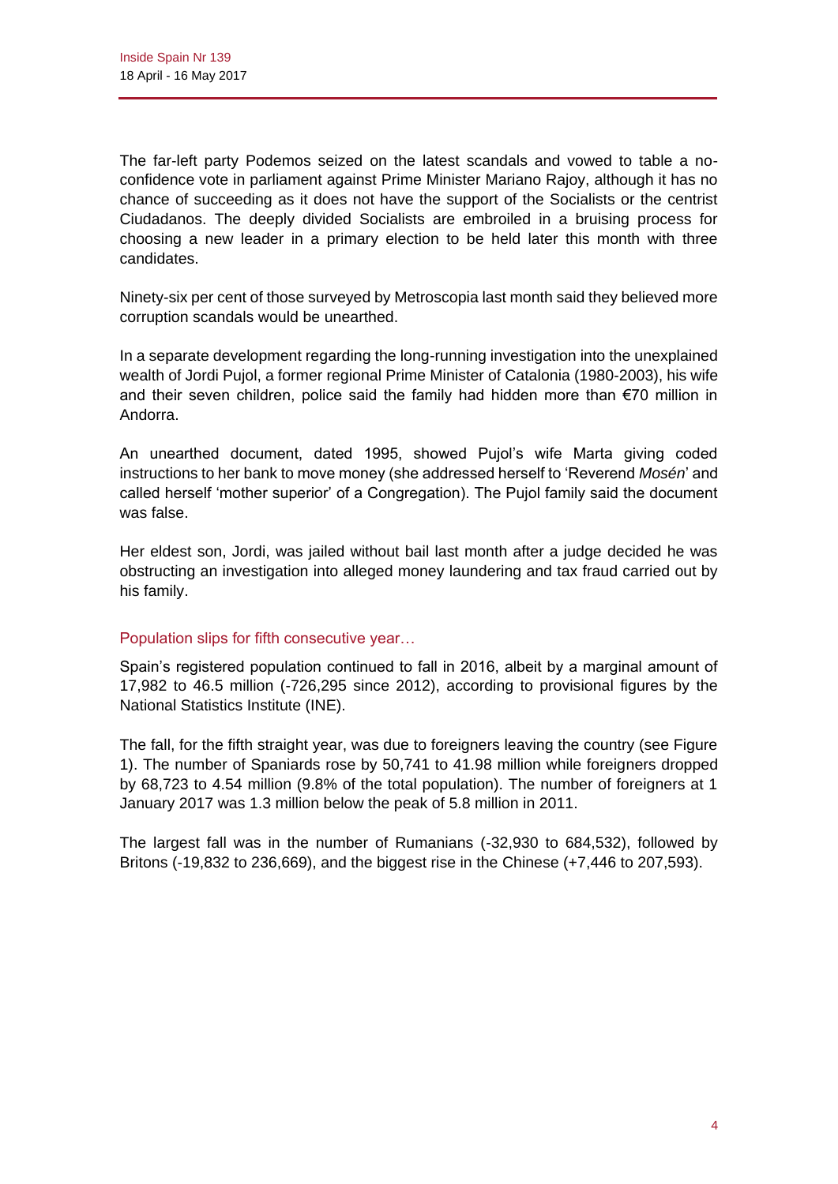The far-left party Podemos seized on the latest scandals and vowed to table a no-confidence vote in parliament against Prime Minister Mariano Rajoy, although it has no chance of succeeding as it does not have the support of the Socialists or the centrist Ciudadanos. The deeply divided Socialists are embroiled in a bruising process for choosing a new leader in a primary election to be held later this month with three candidates.

Ninety-six per cent of those surveyed by Metroscopia last month said they believed more corruption scandals would be unearthed.

In a separate development regarding the long-running investigation into the unexplained wealth of Jordi Pujol, a former regional Prime Minister of Catalonia (1980-2003), his wife and their seven children, police said the family had hidden more than €70 million in Andorra.

An unearthed document, dated 1995, showed Pujol's wife Marta giving coded instructions to her bank to move money (she addressed herself to 'Reverend *Mosén*' and called herself 'mother superior' of a Congregation). The Pujol family said the document was false.

Her eldest son, Jordi, was jailed without bail last month after a judge decided he was obstructing an investigation into alleged money laundering and tax fraud carried out by his family.

## Population slips for fifth consecutive year…

Spain's registered population continued to fall in 2016, albeit by a marginal amount of 17,982 to 46.5 million (-726,295 since 2012), according to provisional figures by the National Statistics Institute (INE).

The fall, for the fifth straight year, was due to foreigners leaving the country (see Figure 1). The number of Spaniards rose by 50,741 to 41.98 million while foreigners dropped by 68,723 to 4.54 million (9.8% of the total population). The number of foreigners at 1 January 2017 was 1.3 million below the peak of 5.8 million in 2011.

The largest fall was in the number of Rumanians (-32,930 to 684,532), followed by Britons (-19,832 to 236,669), and the biggest rise in the Chinese (+7,446 to 207,593).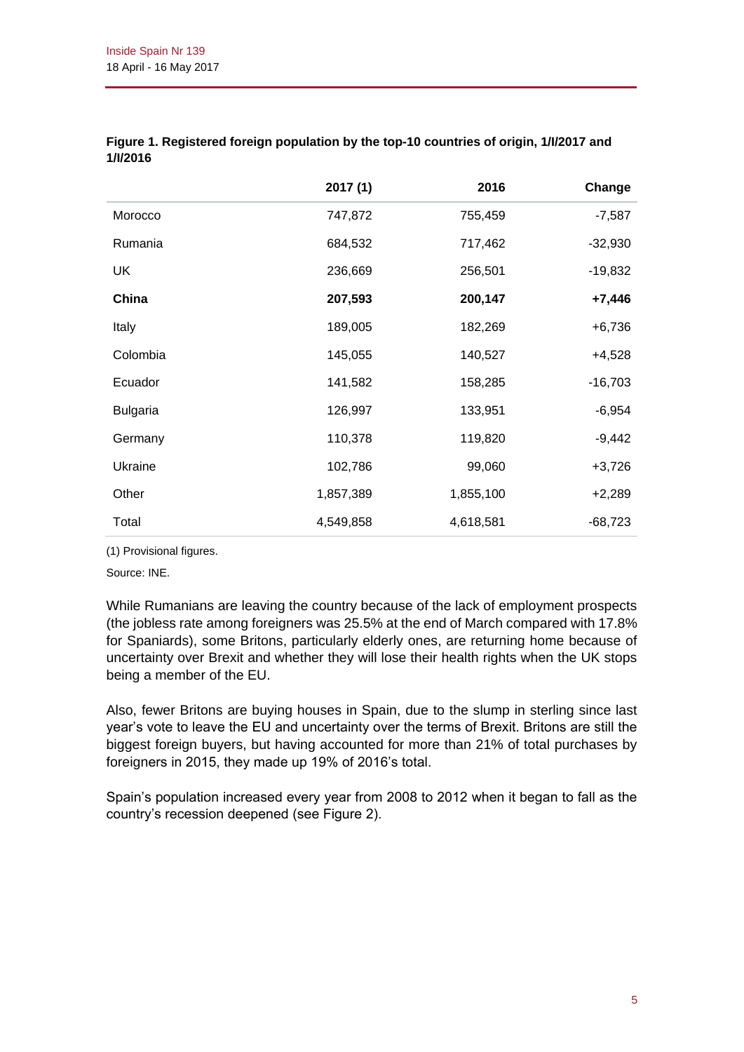**Figure 1. Registered foreign population by the top-10 countries of origin, 1/I/2017 and 1/I/2016**

| | 2017 (1) | 2016 | Change |
|---|---|---|---|
| Morocco | 747,872 | 755,459 | -7,587 |
| Rumania | 684,532 | 717,462 | -32,930 |
| UK | 236,669 | 256,501 | -19,832 |
| **China** | **207,593** | **200,147** | **+7,446** |
| Italy | 189,005 | 182,269 | +6,736 |
| Colombia | 145,055 | 140,527 | +4,528 |
| Ecuador | 141,582 | 158,285 | -16,703 |
| Bulgaria | 126,997 | 133,951 | -6,954 |
| Germany | 110,378 | 119,820 | -9,442 |
| Ukraine | 102,786 | 99,060 | +3,726 |
| Other | 1,857,389 | 1,855,100 | +2,289 |
| Total | 4,549,858 | 4,618,581 | -68,723 |

(1) Provisional figures.

Source: INE.

While Rumanians are leaving the country because of the lack of employment prospects (the jobless rate among foreigners was 25.5% at the end of March compared with 17.8% for Spaniards), some Britons, particularly elderly ones, are returning home because of uncertainty over Brexit and whether they will lose their health rights when the UK stops being a member of the EU.

Also, fewer Britons are buying houses in Spain, due to the slump in sterling since last year's vote to leave the EU and uncertainty over the terms of Brexit. Britons are still the biggest foreign buyers, but having accounted for more than 21% of total purchases by foreigners in 2015, they made up 19% of 2016's total.

Spain's population increased every year from 2008 to 2012 when it began to fall as the country's recession deepened (see Figure 2).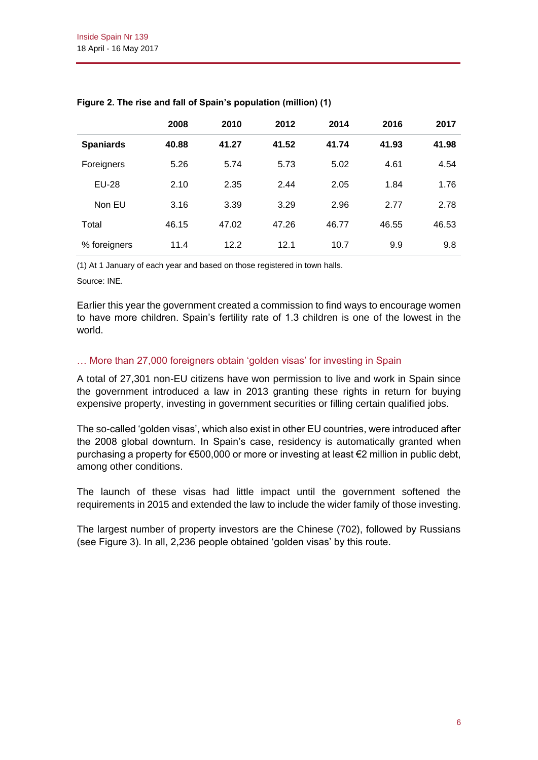**Figure 2. The rise and fall of Spain's population (million) (1)**

| | 2008 | 2010 | 2012 | 2014 | 2016 | 2017 |
|---|---|---|---|---|---|---|
| **Spaniards** | **40.88** | **41.27** | **41.52** | **41.74** | **41.93** | **41.98** |
| Foreigners | 5.26 | 5.74 | 5.73 | 5.02 | 4.61 | 4.54 |
| EU-28 | 2.10 | 2.35 | 2.44 | 2.05 | 1.84 | 1.76 |
| Non EU | 3.16 | 3.39 | 3.29 | 2.96 | 2.77 | 2.78 |
| Total | 46.15 | 47.02 | 47.26 | 46.77 | 46.55 | 46.53 |
| % foreigners | 11.4 | 12.2 | 12.1 | 10.7 | 9.9 | 9.8 |

(1) At 1 January of each year and based on those registered in town halls.

Source: INE.

Earlier this year the government created a commission to find ways to encourage women to have more children. Spain's fertility rate of 1.3 children is one of the lowest in the world.

### … More than 27,000 foreigners obtain 'golden visas' for investing in Spain

A total of 27,301 non-EU citizens have won permission to live and work in Spain since the government introduced a law in 2013 granting these rights in return for buying expensive property, investing in government securities or filling certain qualified jobs.

The so-called 'golden visas', which also exist in other EU countries, were introduced after the 2008 global downturn. In Spain's case, residency is automatically granted when purchasing a property for €500,000 or more or investing at least €2 million in public debt, among other conditions.

The launch of these visas had little impact until the government softened the requirements in 2015 and extended the law to include the wider family of those investing.

The largest number of property investors are the Chinese (702), followed by Russians (see Figure 3). In all, 2,236 people obtained 'golden visas' by this route.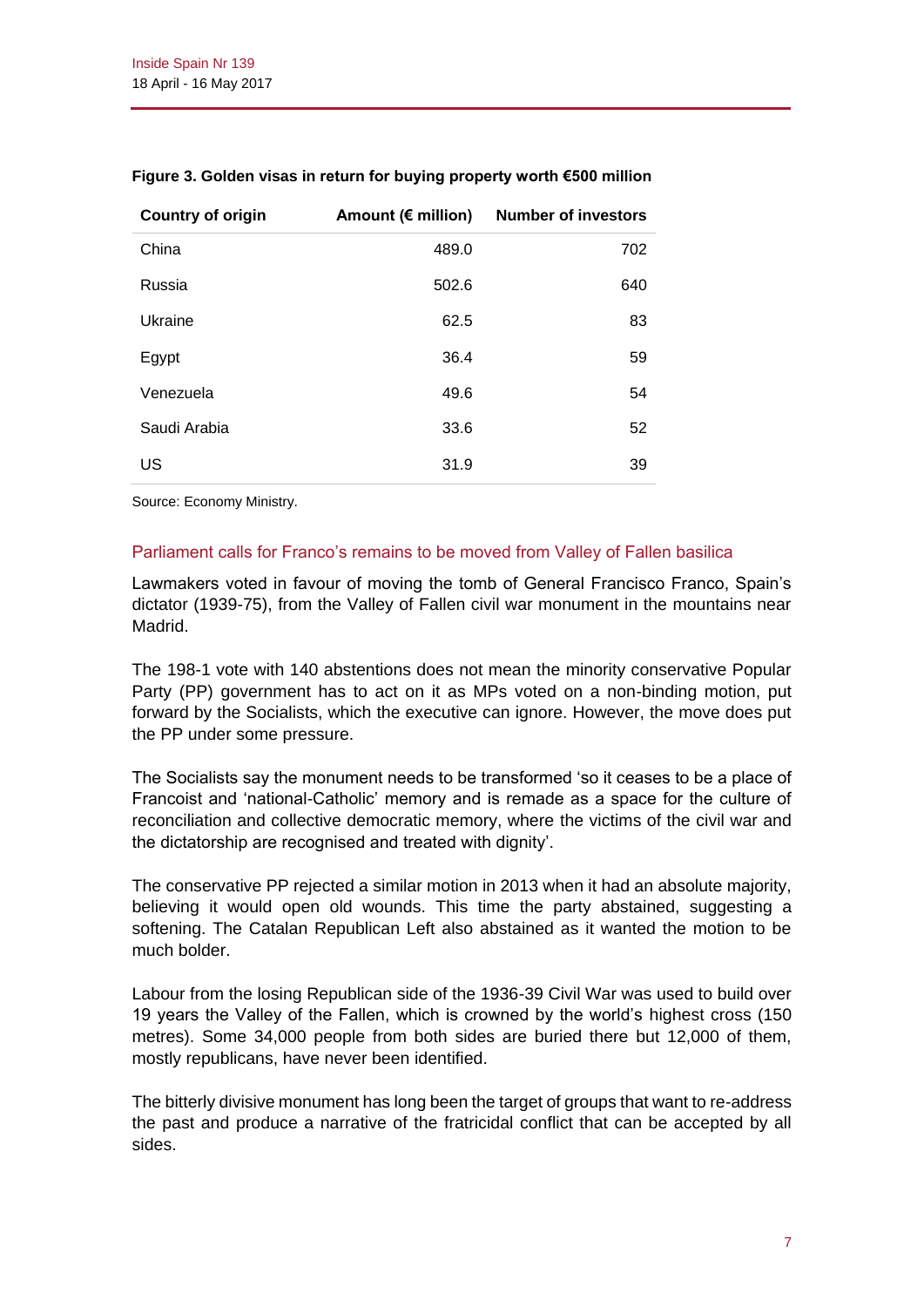**Figure 3. Golden visas in return for buying property worth €500 million**

| Country of origin | Amount (€ million) | Number of investors |
|---|---|---|
| China | 489.0 | 702 |
| Russia | 502.6 | 640 |
| Ukraine | 62.5 | 83 |
| Egypt | 36.4 | 59 |
| Venezuela | 49.6 | 54 |
| Saudi Arabia | 33.6 | 52 |
| US | 31.9 | 39 |

Source: Economy Ministry.

## Parliament calls for Franco's remains to be moved from Valley of Fallen basilica

Lawmakers voted in favour of moving the tomb of General Francisco Franco, Spain's dictator (1939-75), from the Valley of Fallen civil war monument in the mountains near Madrid.

The 198-1 vote with 140 abstentions does not mean the minority conservative Popular Party (PP) government has to act on it as MPs voted on a non-binding motion, put forward by the Socialists, which the executive can ignore. However, the move does put the PP under some pressure.

The Socialists say the monument needs to be transformed 'so it ceases to be a place of Francoist and 'national-Catholic' memory and is remade as a space for the culture of reconciliation and collective democratic memory, where the victims of the civil war and the dictatorship are recognised and treated with dignity'.

The conservative PP rejected a similar motion in 2013 when it had an absolute majority, believing it would open old wounds. This time the party abstained, suggesting a softening. The Catalan Republican Left also abstained as it wanted the motion to be much bolder.

Labour from the losing Republican side of the 1936-39 Civil War was used to build over 19 years the Valley of the Fallen, which is crowned by the world's highest cross (150 metres). Some 34,000 people from both sides are buried there but 12,000 of them, mostly republicans, have never been identified.

The bitterly divisive monument has long been the target of groups that want to re-address the past and produce a narrative of the fratricidal conflict that can be accepted by all sides.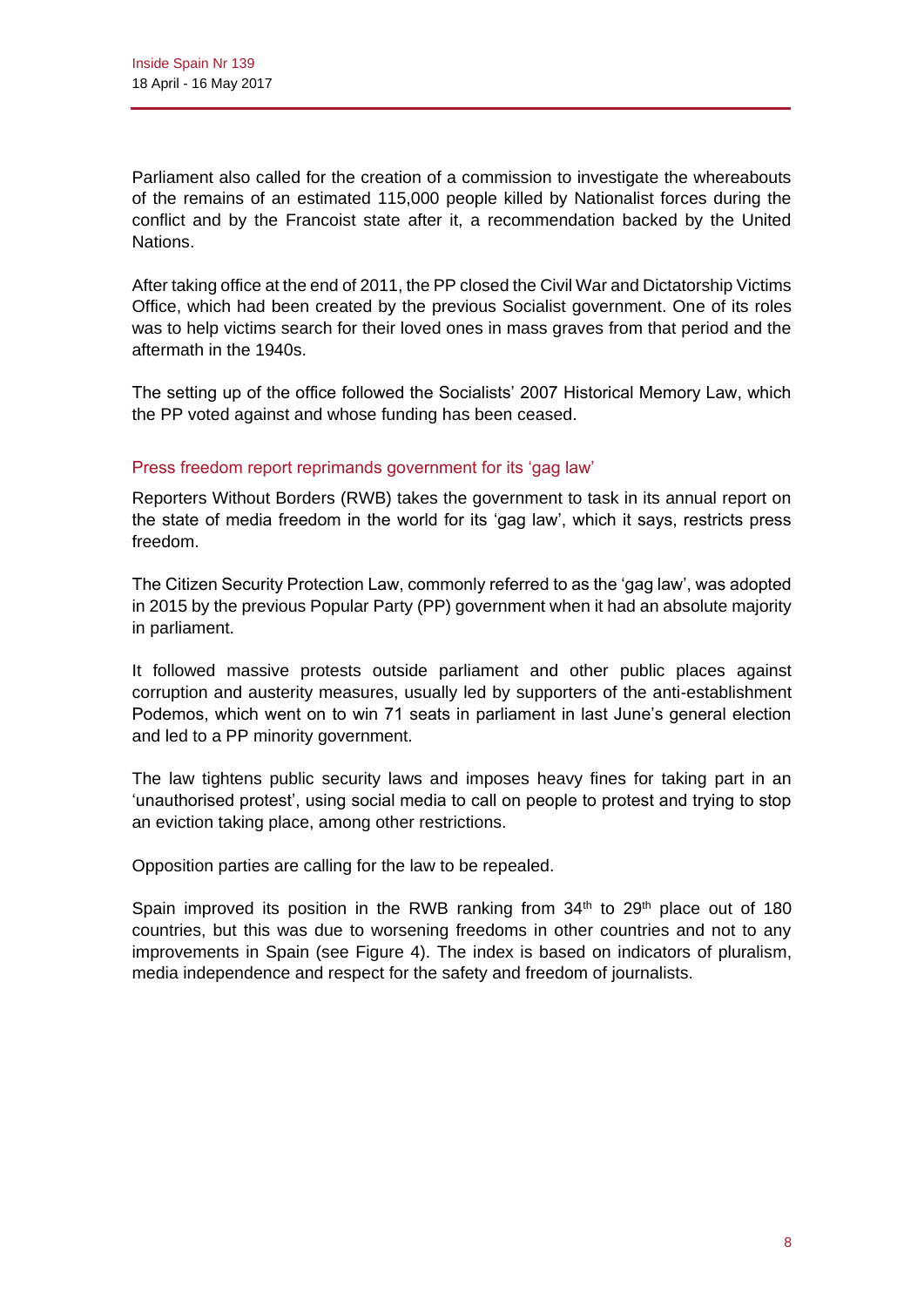Parliament also called for the creation of a commission to investigate the whereabouts of the remains of an estimated 115,000 people killed by Nationalist forces during the conflict and by the Francoist state after it, a recommendation backed by the United Nations.

After taking office at the end of 2011, the PP closed the Civil War and Dictatorship Victims Office, which had been created by the previous Socialist government. One of its roles was to help victims search for their loved ones in mass graves from that period and the aftermath in the 1940s.

The setting up of the office followed the Socialists' 2007 Historical Memory Law, which the PP voted against and whose funding has been ceased.

### Press freedom report reprimands government for its 'gag law'

Reporters Without Borders (RWB) takes the government to task in its annual report on the state of media freedom in the world for its 'gag law', which it says, restricts press freedom.

The Citizen Security Protection Law, commonly referred to as the 'gag law', was adopted in 2015 by the previous Popular Party (PP) government when it had an absolute majority in parliament.

It followed massive protests outside parliament and other public places against corruption and austerity measures, usually led by supporters of the anti-establishment Podemos, which went on to win 71 seats in parliament in last June's general election and led to a PP minority government.

The law tightens public security laws and imposes heavy fines for taking part in an 'unauthorised protest', using social media to call on people to protest and trying to stop an eviction taking place, among other restrictions.

Opposition parties are calling for the law to be repealed.

Spain improved its position in the RWB ranking from 34th to 29th place out of 180 countries, but this was due to worsening freedoms in other countries and not to any improvements in Spain (see Figure 4). The index is based on indicators of pluralism, media independence and respect for the safety and freedom of journalists.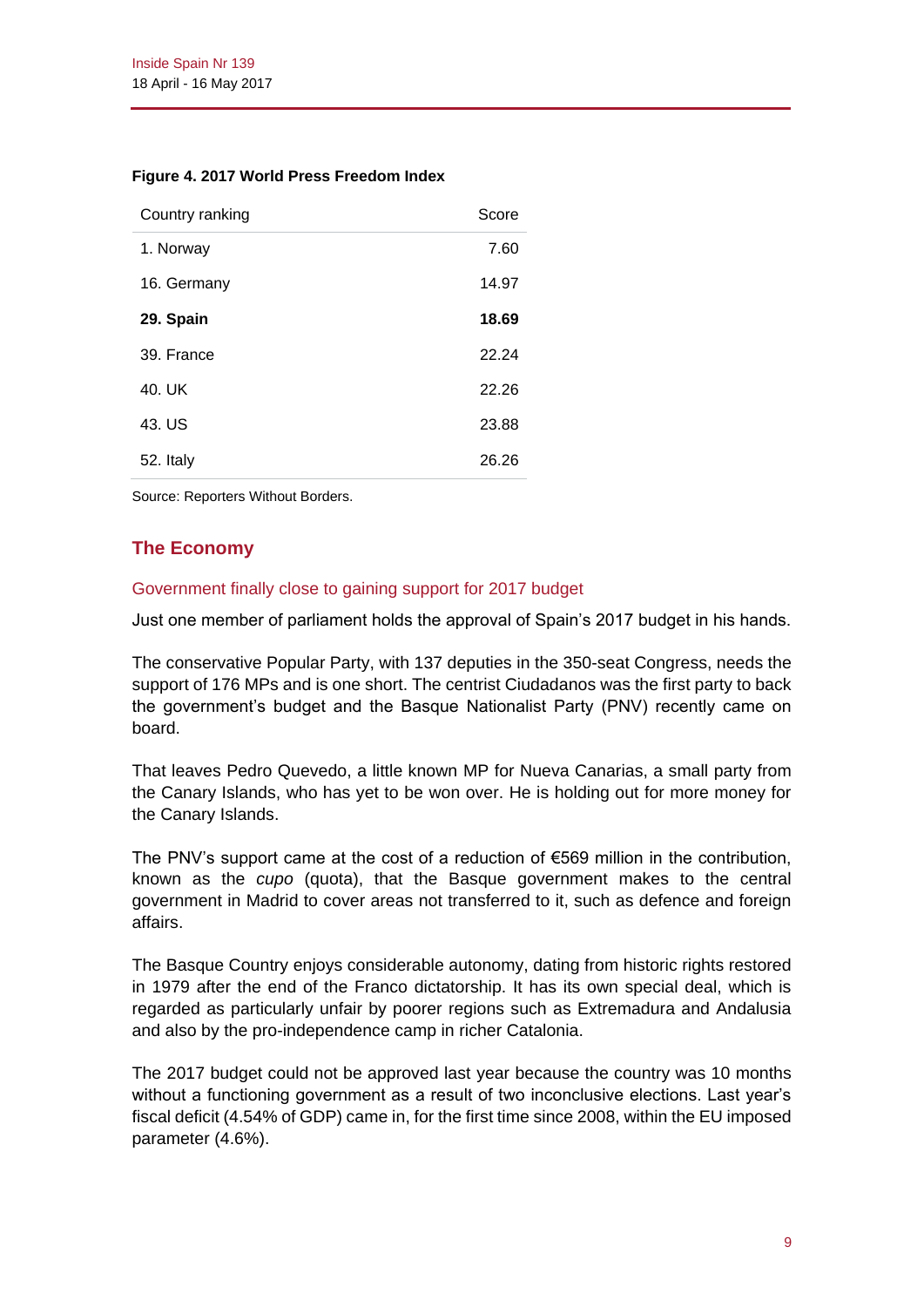**Figure 4. 2017 World Press Freedom Index**

| Country ranking | Score |
|---|---|
| 1. Norway | 7.60 |
| 16. Germany | 14.97 |
| **29. Spain** | **18.69** |
| 39. France | 22.24 |
| 40. UK | 22.26 |
| 43. US | 23.88 |
| 52. Italy | 26.26 |

Source: Reporters Without Borders.

## The Economy

### Government finally close to gaining support for 2017 budget

Just one member of parliament holds the approval of Spain's 2017 budget in his hands.

The conservative Popular Party, with 137 deputies in the 350-seat Congress, needs the support of 176 MPs and is one short. The centrist Ciudadanos was the first party to back the government's budget and the Basque Nationalist Party (PNV) recently came on board.

That leaves Pedro Quevedo, a little known MP for Nueva Canarias, a small party from the Canary Islands, who has yet to be won over. He is holding out for more money for the Canary Islands.

The PNV's support came at the cost of a reduction of €569 million in the contribution, known as the *cupo* (quota), that the Basque government makes to the central government in Madrid to cover areas not transferred to it, such as defence and foreign affairs.

The Basque Country enjoys considerable autonomy, dating from historic rights restored in 1979 after the end of the Franco dictatorship. It has its own special deal, which is regarded as particularly unfair by poorer regions such as Extremadura and Andalusia and also by the pro-independence camp in richer Catalonia.

The 2017 budget could not be approved last year because the country was 10 months without a functioning government as a result of two inconclusive elections. Last year's fiscal deficit (4.54% of GDP) came in, for the first time since 2008, within the EU imposed parameter (4.6%).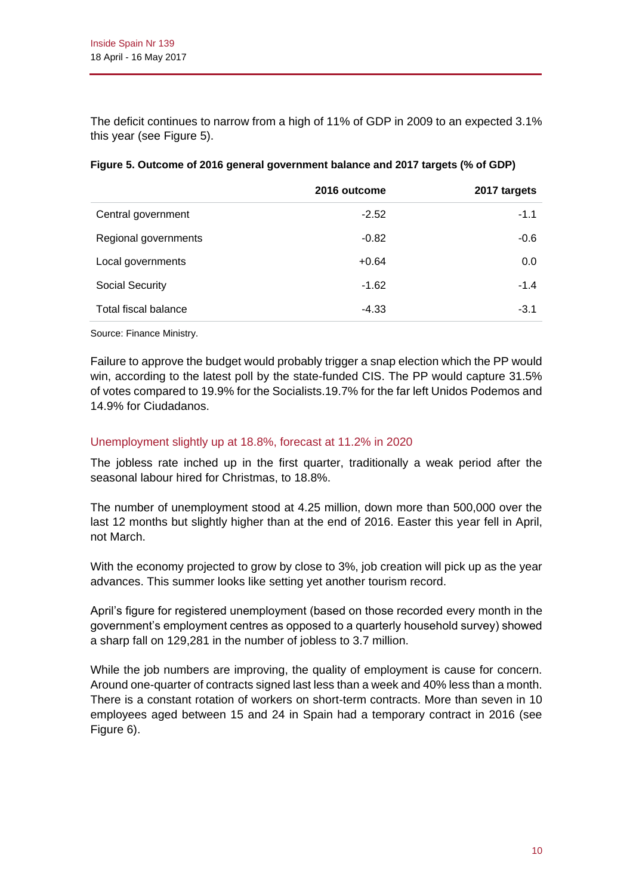The deficit continues to narrow from a high of 11% of GDP in 2009 to an expected 3.1% this year (see Figure 5).

**Figure 5. Outcome of 2016 general government balance and 2017 targets (% of GDP)**

| | 2016 outcome | 2017 targets |
|---|---|---|
| Central government | -2.52 | -1.1 |
| Regional governments | -0.82 | -0.6 |
| Local governments | +0.64 | 0.0 |
| Social Security | -1.62 | -1.4 |
| Total fiscal balance | -4.33 | -3.1 |

Source: Finance Ministry.

Failure to approve the budget would probably trigger a snap election which the PP would win, according to the latest poll by the state-funded CIS. The PP would capture 31.5% of votes compared to 19.9% for the Socialists.19.7% for the far left Unidos Podemos and 14.9% for Ciudadanos.

## Unemployment slightly up at 18.8%, forecast at 11.2% in 2020

The jobless rate inched up in the first quarter, traditionally a weak period after the seasonal labour hired for Christmas, to 18.8%.

The number of unemployment stood at 4.25 million, down more than 500,000 over the last 12 months but slightly higher than at the end of 2016. Easter this year fell in April, not March.

With the economy projected to grow by close to 3%, job creation will pick up as the year advances. This summer looks like setting yet another tourism record.

April's figure for registered unemployment (based on those recorded every month in the government's employment centres as opposed to a quarterly household survey) showed a sharp fall on 129,281 in the number of jobless to 3.7 million.

While the job numbers are improving, the quality of employment is cause for concern. Around one-quarter of contracts signed last less than a week and 40% less than a month. There is a constant rotation of workers on short-term contracts. More than seven in 10 employees aged between 15 and 24 in Spain had a temporary contract in 2016 (see Figure 6).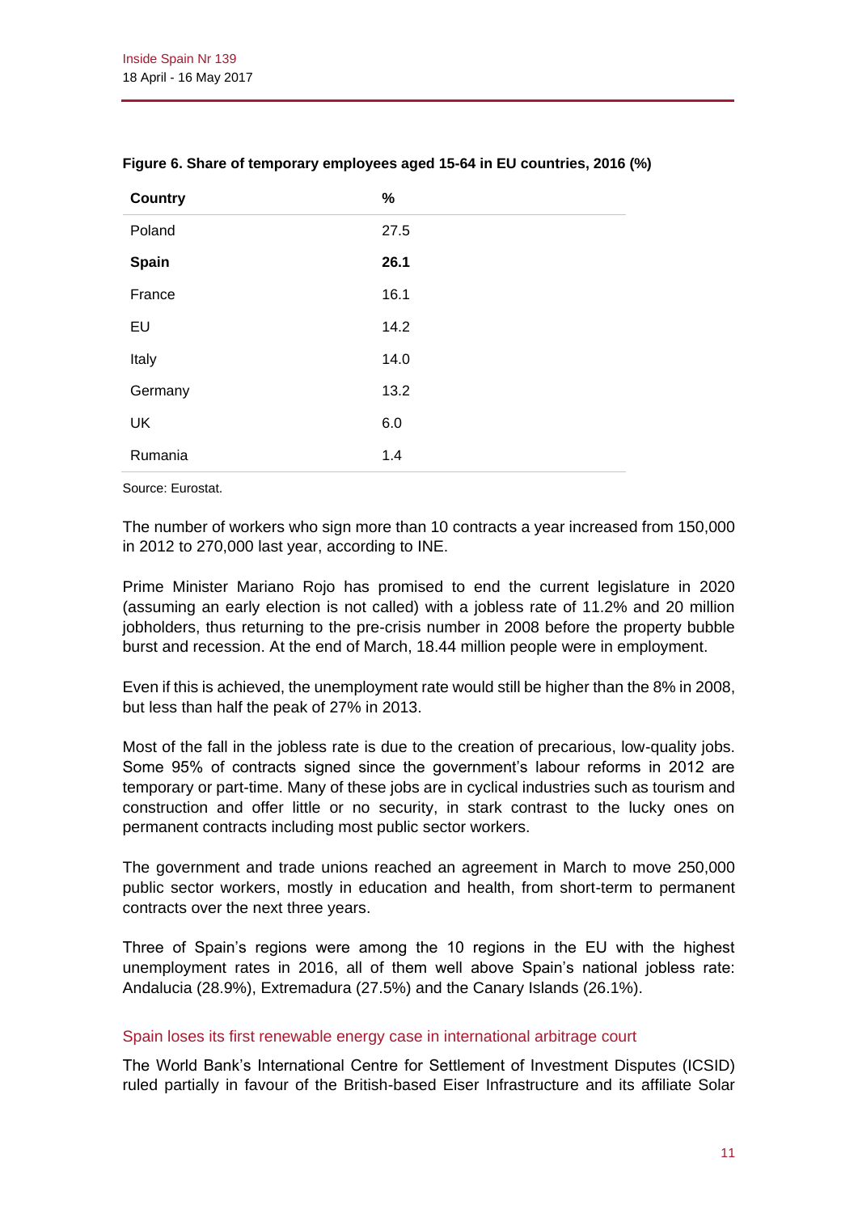**Figure 6. Share of temporary employees aged 15-64 in EU countries, 2016 (%)**

| Country | % |
|---|---|
| Poland | 27.5 |
| **Spain** | **26.1** |
| France | 16.1 |
| EU | 14.2 |
| Italy | 14.0 |
| Germany | 13.2 |
| UK | 6.0 |
| Rumania | 1.4 |

Source: Eurostat.

The number of workers who sign more than 10 contracts a year increased from 150,000 in 2012 to 270,000 last year, according to INE.

Prime Minister Mariano Rojo has promised to end the current legislature in 2020 (assuming an early election is not called) with a jobless rate of 11.2% and 20 million jobholders, thus returning to the pre-crisis number in 2008 before the property bubble burst and recession. At the end of March, 18.44 million people were in employment.

Even if this is achieved, the unemployment rate would still be higher than the 8% in 2008, but less than half the peak of 27% in 2013.

Most of the fall in the jobless rate is due to the creation of precarious, low-quality jobs. Some 95% of contracts signed since the government's labour reforms in 2012 are temporary or part-time. Many of these jobs are in cyclical industries such as tourism and construction and offer little or no security, in stark contrast to the lucky ones on permanent contracts including most public sector workers.

The government and trade unions reached an agreement in March to move 250,000 public sector workers, mostly in education and health, from short-term to permanent contracts over the next three years.

Three of Spain's regions were among the 10 regions in the EU with the highest unemployment rates in 2016, all of them well above Spain's national jobless rate: Andalucia (28.9%), Extremadura (27.5%) and the Canary Islands (26.1%).

## Spain loses its first renewable energy case in international arbitrage court

The World Bank's International Centre for Settlement of Investment Disputes (ICSID) ruled partially in favour of the British-based Eiser Infrastructure and its affiliate Solar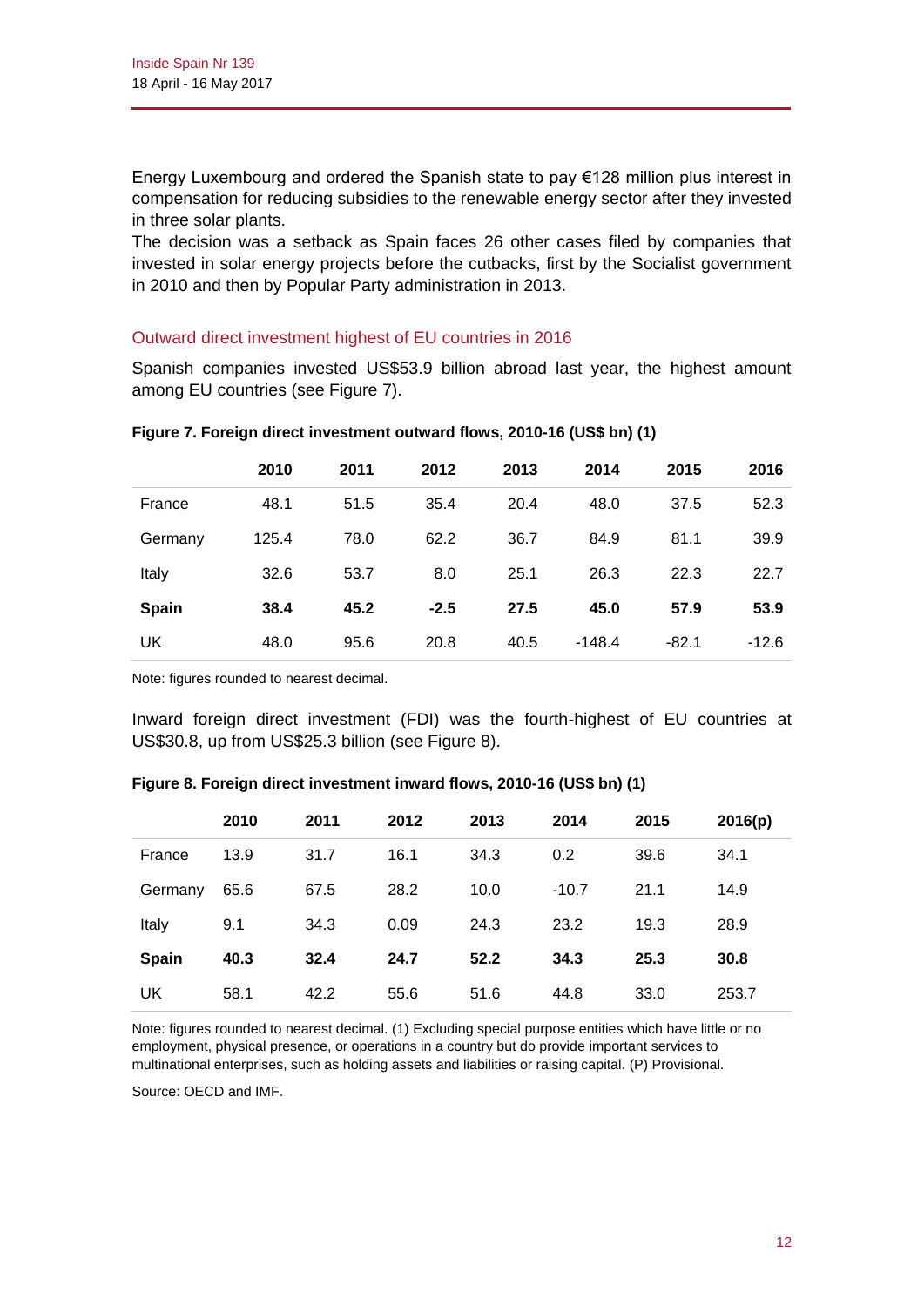Energy Luxembourg and ordered the Spanish state to pay €128 million plus interest in compensation for reducing subsidies to the renewable energy sector after they invested in three solar plants.

The decision was a setback as Spain faces 26 other cases filed by companies that invested in solar energy projects before the cutbacks, first by the Socialist government in 2010 and then by Popular Party administration in 2013.

## Outward direct investment highest of EU countries in 2016

Spanish companies invested US$53.9 billion abroad last year, the highest amount among EU countries (see Figure 7).

**Figure 7. Foreign direct investment outward flows, 2010-16 (US$ bn) (1)**

| | 2010 | 2011 | 2012 | 2013 | 2014 | 2015 | 2016 |
|---|---|---|---|---|---|---|---|
| France | 48.1 | 51.5 | 35.4 | 20.4 | 48.0 | 37.5 | 52.3 |
| Germany | 125.4 | 78.0 | 62.2 | 36.7 | 84.9 | 81.1 | 39.9 |
| Italy | 32.6 | 53.7 | 8.0 | 25.1 | 26.3 | 22.3 | 22.7 |
| **Spain** | **38.4** | **45.2** | **-2.5** | **27.5** | **45.0** | **57.9** | **53.9** |
| UK | 48.0 | 95.6 | 20.8 | 40.5 | -148.4 | -82.1 | -12.6 |

Note: figures rounded to nearest decimal.

Inward foreign direct investment (FDI) was the fourth-highest of EU countries at US$30.8, up from US$25.3 billion (see Figure 8).

**Figure 8. Foreign direct investment inward flows, 2010-16 (US$ bn) (1)**

| | 2010 | 2011 | 2012 | 2013 | 2014 | 2015 | 2016(p) |
|---|---|---|---|---|---|---|---|
| France | 13.9 | 31.7 | 16.1 | 34.3 | 0.2 | 39.6 | 34.1 |
| Germany | 65.6 | 67.5 | 28.2 | 10.0 | -10.7 | 21.1 | 14.9 |
| Italy | 9.1 | 34.3 | 0.09 | 24.3 | 23.2 | 19.3 | 28.9 |
| **Spain** | **40.3** | **32.4** | **24.7** | **52.2** | **34.3** | **25.3** | **30.8** |
| UK | 58.1 | 42.2 | 55.6 | 51.6 | 44.8 | 33.0 | 253.7 |

Note: figures rounded to nearest decimal. (1) Excluding special purpose entities which have little or no employment, physical presence, or operations in a country but do provide important services to multinational enterprises, such as holding assets and liabilities or raising capital. (P) Provisional.

Source: OECD and IMF.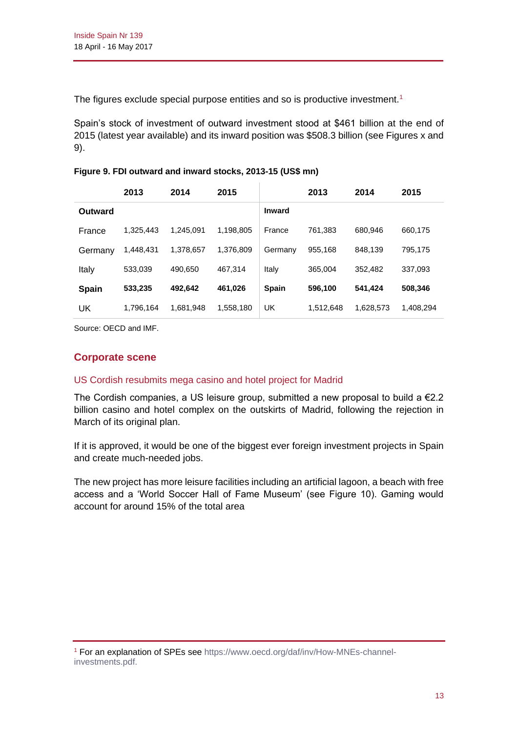The figures exclude special purpose entities and so is productive investment.[1]

Spain's stock of investment of outward investment stood at $461 billion at the end of 2015 (latest year available) and its inward position was $508.3 billion (see Figures x and 9).

**Figure 9. FDI outward and inward stocks, 2013-15 (US$ mn)**

| | 2013 | 2014 | 2015 | | 2013 | 2014 | 2015 |
|---|---|---|---|---|---|---|---|
| **Outward** | | | | **Inward** | | | |
| France | 1,325,443 | 1,245,091 | 1,198,805 | France | 761,383 | 680,946 | 660,175 |
| Germany | 1,448,431 | 1,378,657 | 1,376,809 | Germany | 955,168 | 848,139 | 795,175 |
| Italy | 533,039 | 490,650 | 467,314 | Italy | 365,004 | 352,482 | 337,093 |
| **Spain** | **533,235** | **492,642** | **461,026** | **Spain** | **596,100** | **541,424** | **508,346** |
| UK | 1,796,164 | 1,681,948 | 1,558,180 | UK | 1,512,648 | 1,628,573 | 1,408,294 |

Source: OECD and IMF.

## Corporate scene

### US Cordish resubmits mega casino and hotel project for Madrid

The Cordish companies, a US leisure group, submitted a new proposal to build a €2.2 billion casino and hotel complex on the outskirts of Madrid, following the rejection in March of its original plan.

If it is approved, it would be one of the biggest ever foreign investment projects in Spain and create much-needed jobs.

The new project has more leisure facilities including an artificial lagoon, a beach with free access and a 'World Soccer Hall of Fame Museum' (see Figure 10). Gaming would account for around 15% of the total area

---

[1] For an explanation of SPEs see https://www.oecd.org/daf/inv/How-MNEs-channel-investments.pdf.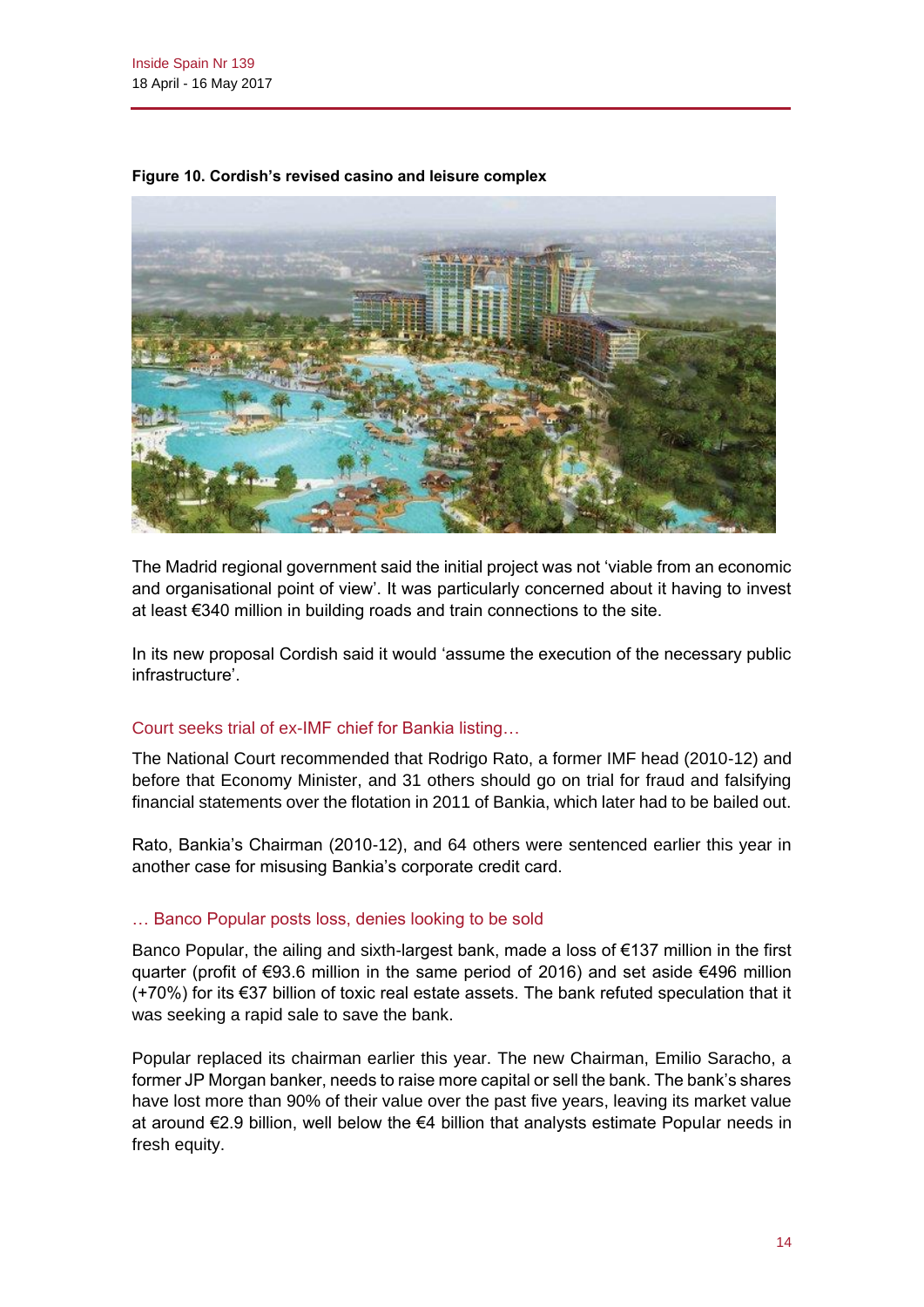**Figure 10. Cordish's revised casino and leisure complex**

The Madrid regional government said the initial project was not 'viable from an economic and organisational point of view'. It was particularly concerned about it having to invest at least €340 million in building roads and train connections to the site.

In its new proposal Cordish said it would 'assume the execution of the necessary public infrastructure'.

### Court seeks trial of ex-IMF chief for Bankia listing…

The National Court recommended that Rodrigo Rato, a former IMF head (2010-12) and before that Economy Minister, and 31 others should go on trial for fraud and falsifying financial statements over the flotation in 2011 of Bankia, which later had to be bailed out.

Rato, Bankia's Chairman (2010-12), and 64 others were sentenced earlier this year in another case for misusing Bankia's corporate credit card.

### … Banco Popular posts loss, denies looking to be sold

Banco Popular, the ailing and sixth-largest bank, made a loss of €137 million in the first quarter (profit of €93.6 million in the same period of 2016) and set aside €496 million (+70%) for its €37 billion of toxic real estate assets. The bank refuted speculation that it was seeking a rapid sale to save the bank.

Popular replaced its chairman earlier this year. The new Chairman, Emilio Saracho, a former JP Morgan banker, needs to raise more capital or sell the bank. The bank's shares have lost more than 90% of their value over the past five years, leaving its market value at around €2.9 billion, well below the €4 billion that analysts estimate Popular needs in fresh equity.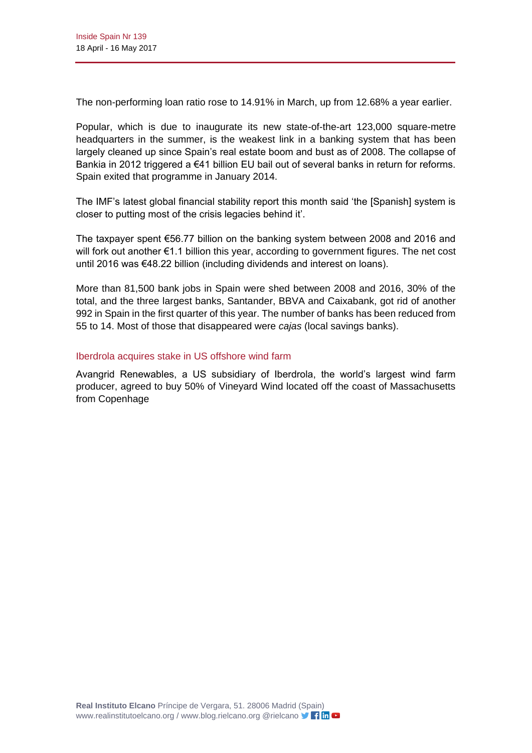The non-performing loan ratio rose to 14.91% in March, up from 12.68% a year earlier.

Popular, which is due to inaugurate its new state-of-the-art 123,000 square-metre headquarters in the summer, is the weakest link in a banking system that has been largely cleaned up since Spain's real estate boom and bust as of 2008. The collapse of Bankia in 2012 triggered a €41 billion EU bail out of several banks in return for reforms. Spain exited that programme in January 2014.

The IMF's latest global financial stability report this month said 'the [Spanish] system is closer to putting most of the crisis legacies behind it'.

The taxpayer spent €56.77 billion on the banking system between 2008 and 2016 and will fork out another €1.1 billion this year, according to government figures. The net cost until 2016 was €48.22 billion (including dividends and interest on loans).

More than 81,500 bank jobs in Spain were shed between 2008 and 2016, 30% of the total, and the three largest banks, Santander, BBVA and Caixabank, got rid of another 992 in Spain in the first quarter of this year. The number of banks has been reduced from 55 to 14. Most of those that disappeared were *cajas* (local savings banks).

## Iberdrola acquires stake in US offshore wind farm

Avangrid Renewables, a US subsidiary of Iberdrola, the world's largest wind farm producer, agreed to buy 50% of Vineyard Wind located off the coast of Massachusetts from Copenhage